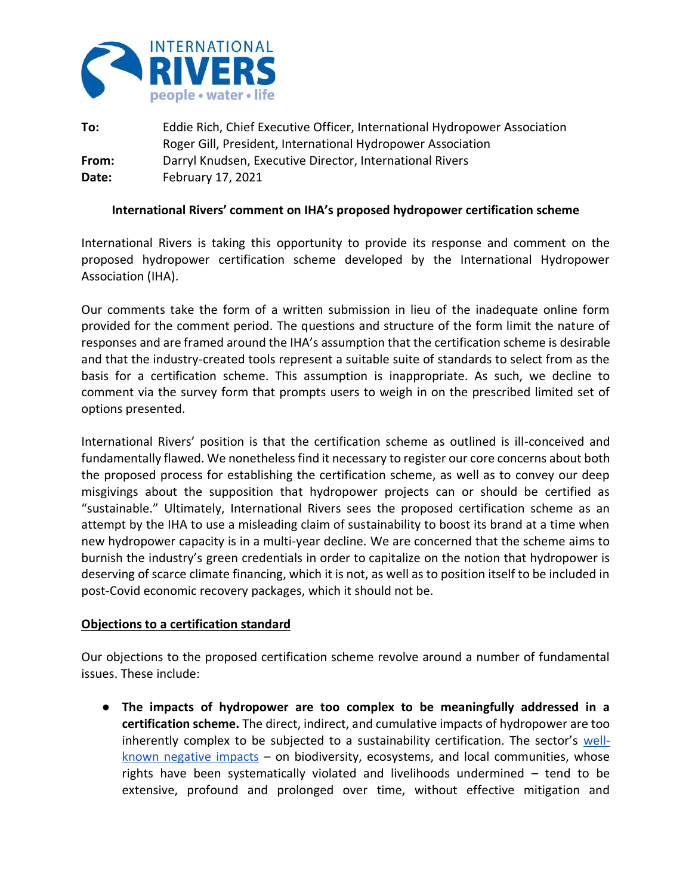**To:** Eddie Rich, Chief Executive Officer, International Hydropower Association
Roger Gill, President, International Hydropower Association

**From:** Darryl Knudsen, Executive Director, International Rivers

**Date:** February 17, 2021

**International Rivers' comment on IHA's proposed hydropower certification scheme**

International Rivers is taking this opportunity to provide its response and comment on the proposed hydropower certification scheme developed by the International Hydropower Association (IHA).

Our comments take the form of a written submission in lieu of the inadequate online form provided for the comment period. The questions and structure of the form limit the nature of responses and are framed around the IHA's assumption that the certification scheme is desirable and that the industry-created tools represent a suitable suite of standards to select from as the basis for a certification scheme. This assumption is inappropriate. As such, we decline to comment via the survey form that prompts users to weigh in on the prescribed limited set of options presented.

International Rivers' position is that the certification scheme as outlined is ill-conceived and fundamentally flawed. We nonetheless find it necessary to register our core concerns about both the proposed process for establishing the certification scheme, as well as to convey our deep misgivings about the supposition that hydropower projects can or should be certified as "sustainable." Ultimately, International Rivers sees the proposed certification scheme as an attempt by the IHA to use a misleading claim of sustainability to boost its brand at a time when new hydropower capacity is in a multi-year decline. We are concerned that the scheme aims to burnish the industry's green credentials in order to capitalize on the notion that hydropower is deserving of scarce climate financing, which it is not, as well as to position itself to be included in post-Covid economic recovery packages, which it should not be.

**Objections to a certification standard**

Our objections to the proposed certification scheme revolve around a number of fundamental issues. These include:

- **The impacts of hydropower are too complex to be meaningfully addressed in a certification scheme.** The direct, indirect, and cumulative impacts of hydropower are too inherently complex to be subjected to a sustainability certification. The sector's well-known negative impacts – on biodiversity, ecosystems, and local communities, whose rights have been systematically violated and livelihoods undermined – tend to be extensive, profound and prolonged over time, without effective mitigation and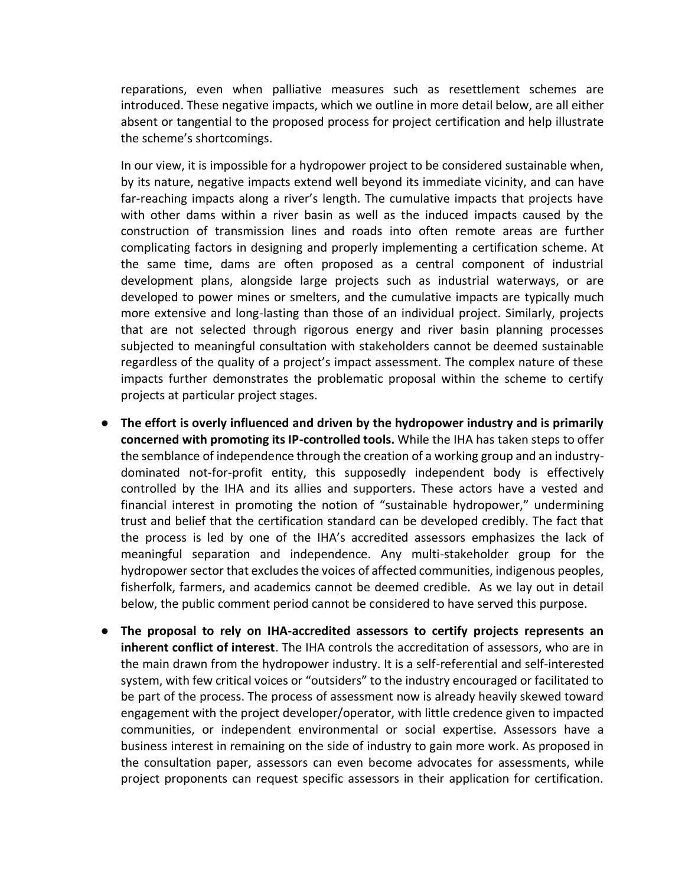reparations, even when palliative measures such as resettlement schemes are introduced. These negative impacts, which we outline in more detail below, are all either absent or tangential to the proposed process for project certification and help illustrate the scheme's shortcomings.

In our view, it is impossible for a hydropower project to be considered sustainable when, by its nature, negative impacts extend well beyond its immediate vicinity, and can have far-reaching impacts along a river's length. The cumulative impacts that projects have with other dams within a river basin as well as the induced impacts caused by the construction of transmission lines and roads into often remote areas are further complicating factors in designing and properly implementing a certification scheme. At the same time, dams are often proposed as a central component of industrial development plans, alongside large projects such as industrial waterways, or are developed to power mines or smelters, and the cumulative impacts are typically much more extensive and long-lasting than those of an individual project. Similarly, projects that are not selected through rigorous energy and river basin planning processes subjected to meaningful consultation with stakeholders cannot be deemed sustainable regardless of the quality of a project's impact assessment. The complex nature of these impacts further demonstrates the problematic proposal within the scheme to certify projects at particular project stages.

- **The effort is overly influenced and driven by the hydropower industry and is primarily concerned with promoting its IP-controlled tools.** While the IHA has taken steps to offer the semblance of independence through the creation of a working group and an industry-dominated not-for-profit entity, this supposedly independent body is effectively controlled by the IHA and its allies and supporters. These actors have a vested and financial interest in promoting the notion of "sustainable hydropower," undermining trust and belief that the certification standard can be developed credibly. The fact that the process is led by one of the IHA's accredited assessors emphasizes the lack of meaningful separation and independence. Any multi-stakeholder group for the hydropower sector that excludes the voices of affected communities, indigenous peoples, fisherfolk, farmers, and academics cannot be deemed credible. As we lay out in detail below, the public comment period cannot be considered to have served this purpose.
- **The proposal to rely on IHA-accredited assessors to certify projects represents an inherent conflict of interest**. The IHA controls the accreditation of assessors, who are in the main drawn from the hydropower industry. It is a self-referential and self-interested system, with few critical voices or "outsiders" to the industry encouraged or facilitated to be part of the process. The process of assessment now is already heavily skewed toward engagement with the project developer/operator, with little credence given to impacted communities, or independent environmental or social expertise. Assessors have a business interest in remaining on the side of industry to gain more work. As proposed in the consultation paper, assessors can even become advocates for assessments, while project proponents can request specific assessors in their application for certification.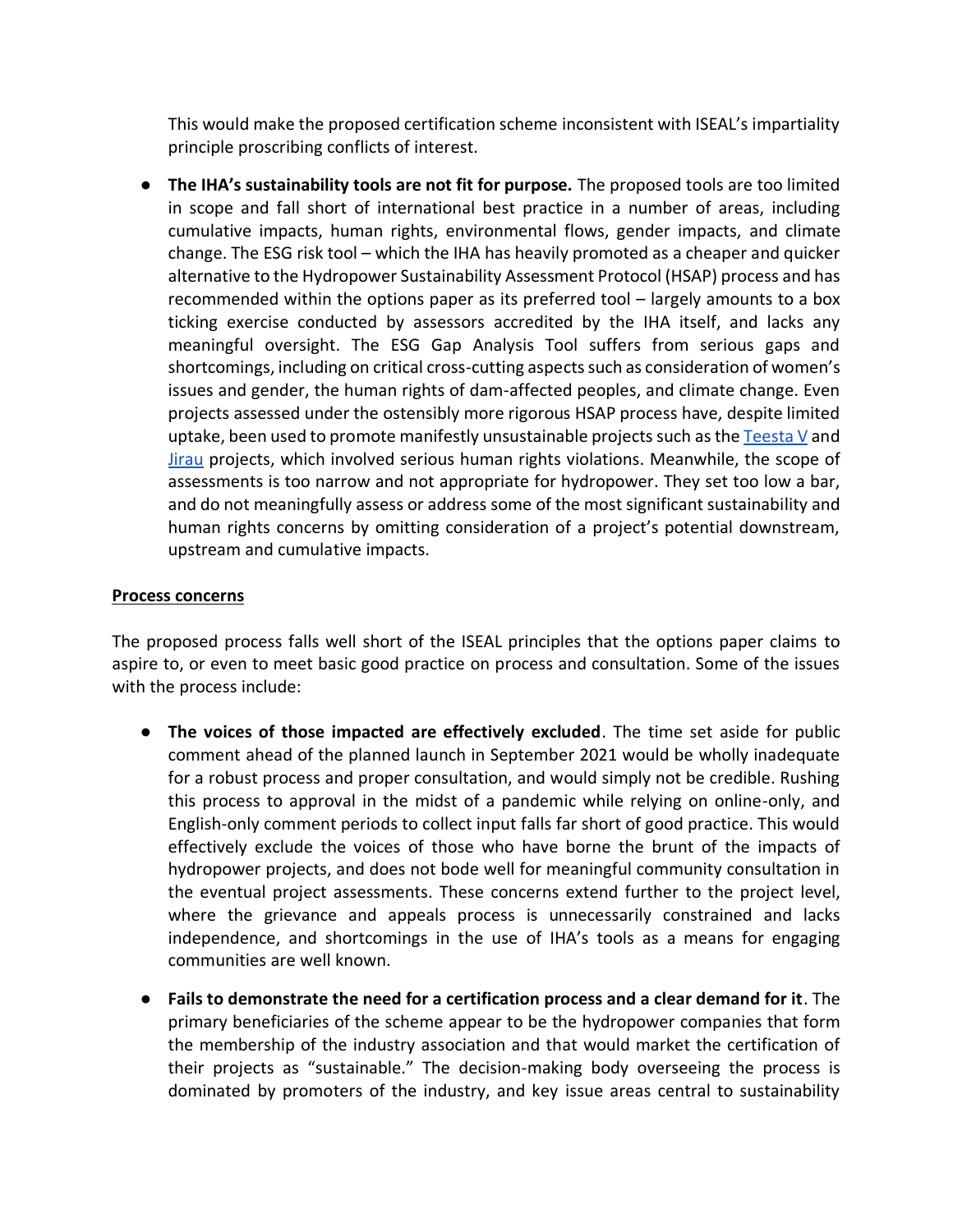This would make the proposed certification scheme inconsistent with ISEAL's impartiality principle proscribing conflicts of interest.

- **The IHA's sustainability tools are not fit for purpose.** The proposed tools are too limited in scope and fall short of international best practice in a number of areas, including cumulative impacts, human rights, environmental flows, gender impacts, and climate change. The ESG risk tool – which the IHA has heavily promoted as a cheaper and quicker alternative to the Hydropower Sustainability Assessment Protocol (HSAP) process and has recommended within the options paper as its preferred tool – largely amounts to a box ticking exercise conducted by assessors accredited by the IHA itself, and lacks any meaningful oversight. The ESG Gap Analysis Tool suffers from serious gaps and shortcomings, including on critical cross-cutting aspects such as consideration of women's issues and gender, the human rights of dam-affected peoples, and climate change. Even projects assessed under the ostensibly more rigorous HSAP process have, despite limited uptake, been used to promote manifestly unsustainable projects such as the Teesta V and Jirau projects, which involved serious human rights violations. Meanwhile, the scope of assessments is too narrow and not appropriate for hydropower. They set too low a bar, and do not meaningfully assess or address some of the most significant sustainability and human rights concerns by omitting consideration of a project's potential downstream, upstream and cumulative impacts.

**Process concerns**

The proposed process falls well short of the ISEAL principles that the options paper claims to aspire to, or even to meet basic good practice on process and consultation. Some of the issues with the process include:

- **The voices of those impacted are effectively excluded**. The time set aside for public comment ahead of the planned launch in September 2021 would be wholly inadequate for a robust process and proper consultation, and would simply not be credible. Rushing this process to approval in the midst of a pandemic while relying on online-only, and English-only comment periods to collect input falls far short of good practice. This would effectively exclude the voices of those who have borne the brunt of the impacts of hydropower projects, and does not bode well for meaningful community consultation in the eventual project assessments. These concerns extend further to the project level, where the grievance and appeals process is unnecessarily constrained and lacks independence, and shortcomings in the use of IHA's tools as a means for engaging communities are well known.

- **Fails to demonstrate the need for a certification process and a clear demand for it**. The primary beneficiaries of the scheme appear to be the hydropower companies that form the membership of the industry association and that would market the certification of their projects as "sustainable." The decision-making body overseeing the process is dominated by promoters of the industry, and key issue areas central to sustainability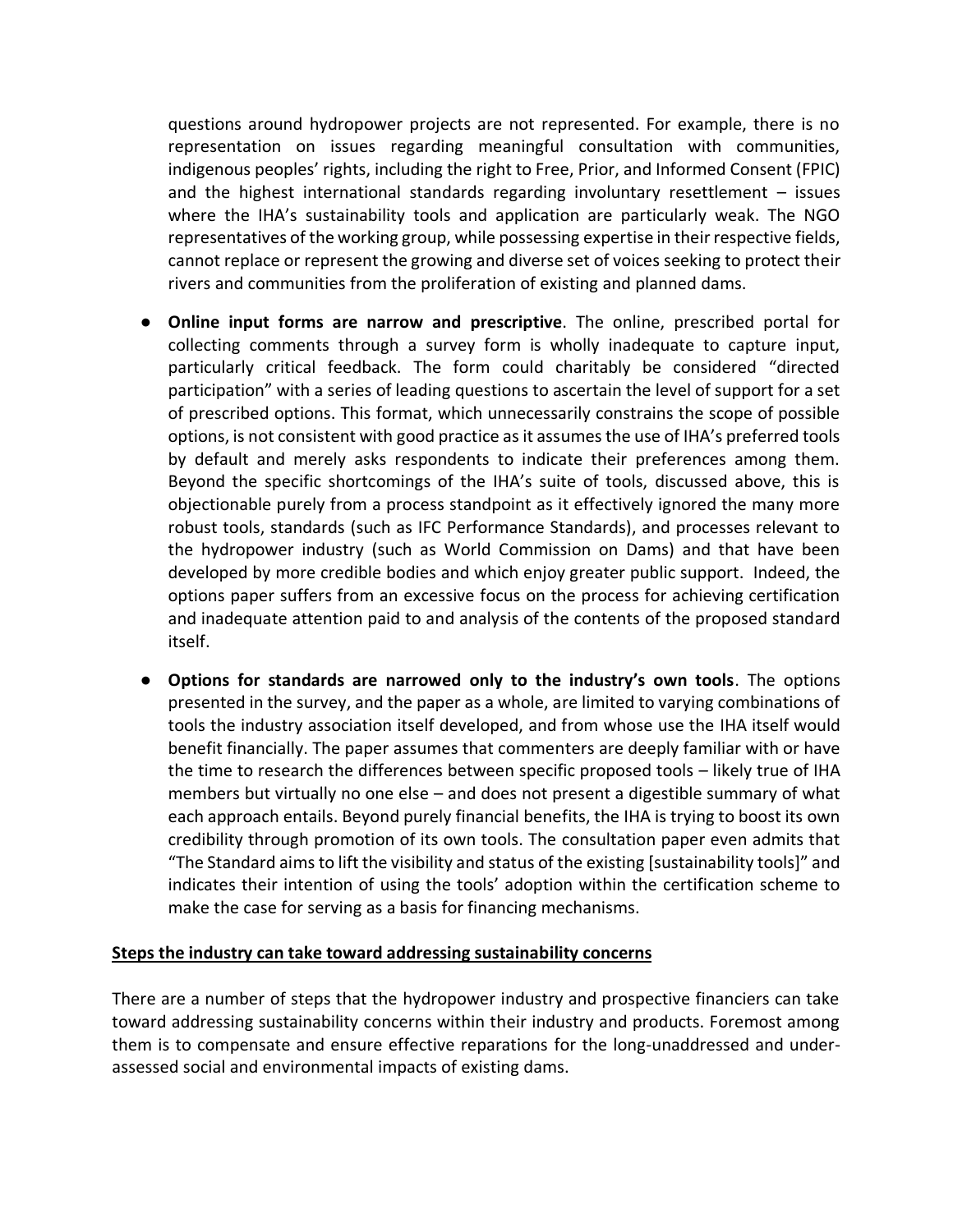questions around hydropower projects are not represented. For example, there is no representation on issues regarding meaningful consultation with communities, indigenous peoples' rights, including the right to Free, Prior, and Informed Consent (FPIC) and the highest international standards regarding involuntary resettlement – issues where the IHA's sustainability tools and application are particularly weak. The NGO representatives of the working group, while possessing expertise in their respective fields, cannot replace or represent the growing and diverse set of voices seeking to protect their rivers and communities from the proliferation of existing and planned dams.

- **Online input forms are narrow and prescriptive**. The online, prescribed portal for collecting comments through a survey form is wholly inadequate to capture input, particularly critical feedback. The form could charitably be considered "directed participation" with a series of leading questions to ascertain the level of support for a set of prescribed options. This format, which unnecessarily constrains the scope of possible options, is not consistent with good practice as it assumes the use of IHA's preferred tools by default and merely asks respondents to indicate their preferences among them. Beyond the specific shortcomings of the IHA's suite of tools, discussed above, this is objectionable purely from a process standpoint as it effectively ignored the many more robust tools, standards (such as IFC Performance Standards), and processes relevant to the hydropower industry (such as World Commission on Dams) and that have been developed by more credible bodies and which enjoy greater public support. Indeed, the options paper suffers from an excessive focus on the process for achieving certification and inadequate attention paid to and analysis of the contents of the proposed standard itself.
- **Options for standards are narrowed only to the industry's own tools**. The options presented in the survey, and the paper as a whole, are limited to varying combinations of tools the industry association itself developed, and from whose use the IHA itself would benefit financially. The paper assumes that commenters are deeply familiar with or have the time to research the differences between specific proposed tools – likely true of IHA members but virtually no one else – and does not present a digestible summary of what each approach entails. Beyond purely financial benefits, the IHA is trying to boost its own credibility through promotion of its own tools. The consultation paper even admits that "The Standard aims to lift the visibility and status of the existing [sustainability tools]" and indicates their intention of using the tools' adoption within the certification scheme to make the case for serving as a basis for financing mechanisms.

**Steps the industry can take toward addressing sustainability concerns**

There are a number of steps that the hydropower industry and prospective financiers can take toward addressing sustainability concerns within their industry and products. Foremost among them is to compensate and ensure effective reparations for the long-unaddressed and under-assessed social and environmental impacts of existing dams.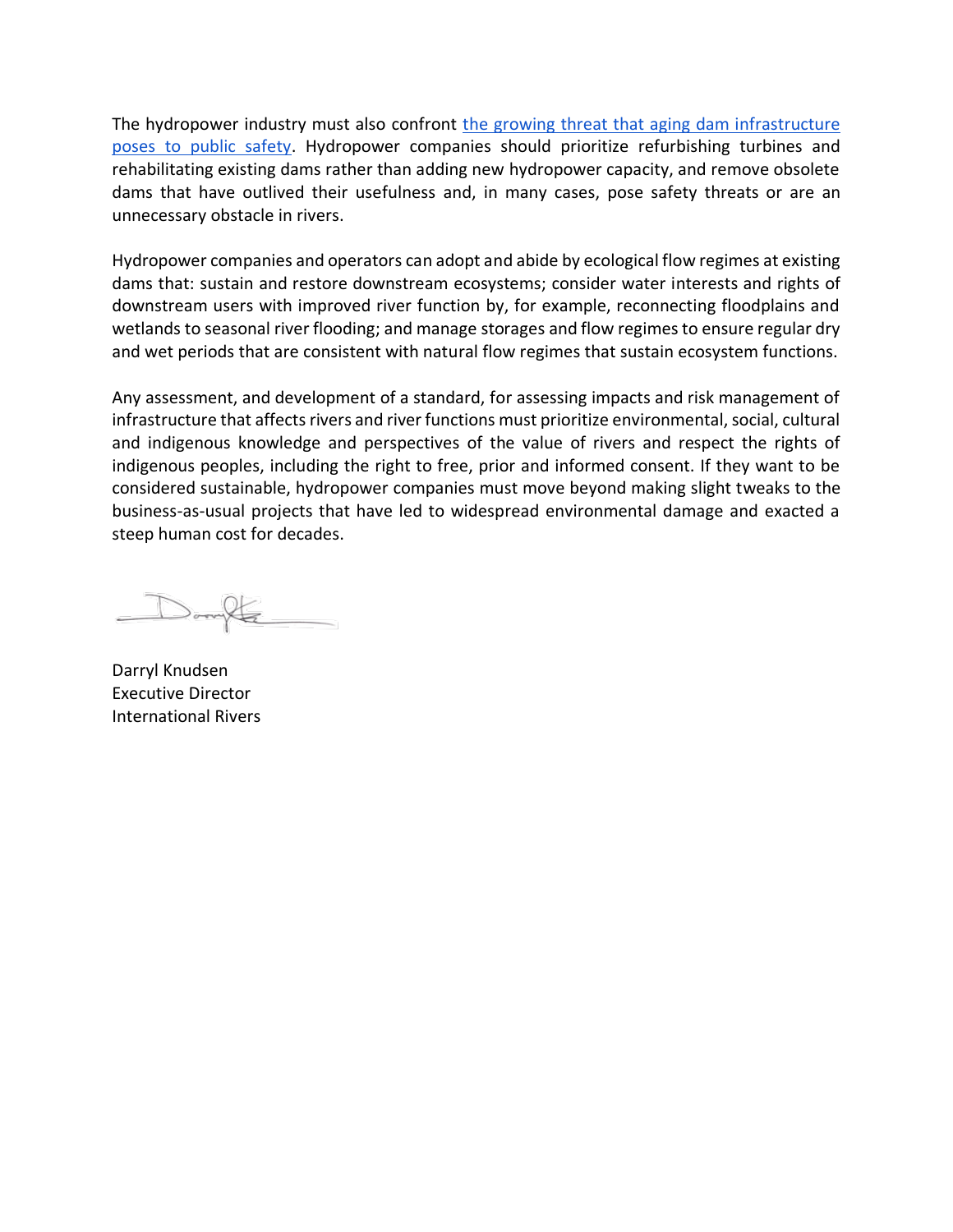The hydropower industry must also confront the growing threat that aging dam infrastructure poses to public safety. Hydropower companies should prioritize refurbishing turbines and rehabilitating existing dams rather than adding new hydropower capacity, and remove obsolete dams that have outlived their usefulness and, in many cases, pose safety threats or are an unnecessary obstacle in rivers.

Hydropower companies and operators can adopt and abide by ecological flow regimes at existing dams that: sustain and restore downstream ecosystems; consider water interests and rights of downstream users with improved river function by, for example, reconnecting floodplains and wetlands to seasonal river flooding; and manage storages and flow regimes to ensure regular dry and wet periods that are consistent with natural flow regimes that sustain ecosystem functions.

Any assessment, and development of a standard, for assessing impacts and risk management of infrastructure that affects rivers and river functions must prioritize environmental, social, cultural and indigenous knowledge and perspectives of the value of rivers and respect the rights of indigenous peoples, including the right to free, prior and informed consent. If they want to be considered sustainable, hydropower companies must move beyond making slight tweaks to the business-as-usual projects that have led to widespread environmental damage and exacted a steep human cost for decades.

Darryl Knudsen
Executive Director
International Rivers